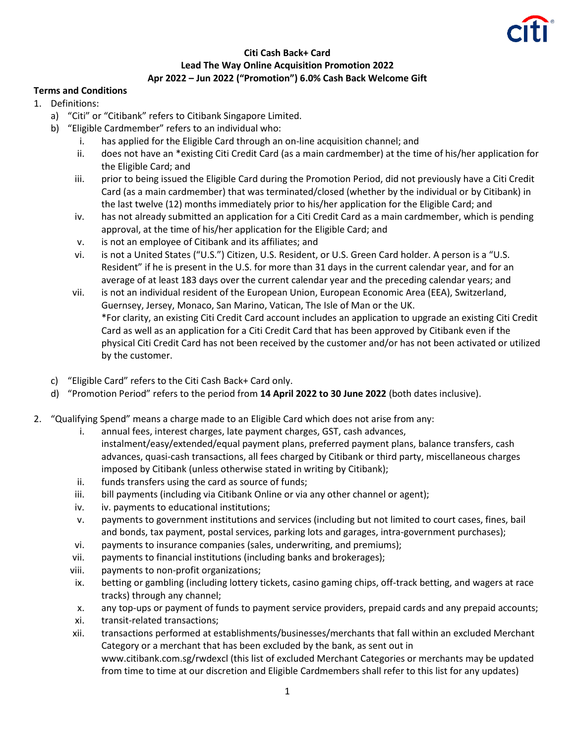**Citi Cash Back+ Card**
**Lead The Way Online Acquisition Promotion 2022**
**Apr 2022 – Jun 2022 ("Promotion") 6.0% Cash Back Welcome Gift**

**Terms and Conditions**

1. Definitions:
   a) "Citi" or "Citibank" refers to Citibank Singapore Limited.
   b) "Eligible Cardmember" refers to an individual who:
      i. has applied for the Eligible Card through an on-line acquisition channel; and
      ii. does not have an *existing Citi Credit Card (as a main cardmember) at the time of his/her application for the Eligible Card; and
      iii. prior to being issued the Eligible Card during the Promotion Period, did not previously have a Citi Credit Card (as a main cardmember) that was terminated/closed (whether by the individual or by Citibank) in the last twelve (12) months immediately prior to his/her application for the Eligible Card; and
      iv. has not already submitted an application for a Citi Credit Card as a main cardmember, which is pending approval, at the time of his/her application for the Eligible Card; and
      v. is not an employee of Citibank and its affiliates; and
      vi. is not a United States ("U.S.") Citizen, U.S. Resident, or U.S. Green Card holder. A person is a "U.S. Resident" if he is present in the U.S. for more than 31 days in the current calendar year, and for an average of at least 183 days over the current calendar year and the preceding calendar years; and
      vii. is not an individual resident of the European Union, European Economic Area (EEA), Switzerland, Guernsey, Jersey, Monaco, San Marino, Vatican, The Isle of Man or the UK.
      *For clarity, an existing Citi Credit Card account includes an application to upgrade an existing Citi Credit Card as well as an application for a Citi Credit Card that has been approved by Citibank even if the physical Citi Credit Card has not been received by the customer and/or has not been activated or utilized by the customer.

   c) "Eligible Card" refers to the Citi Cash Back+ Card only.
   d) "Promotion Period" refers to the period from **14 April 2022 to 30 June 2022** (both dates inclusive).

2. "Qualifying Spend" means a charge made to an Eligible Card which does not arise from any:
   i. annual fees, interest charges, late payment charges, GST, cash advances, instalment/easy/extended/equal payment plans, preferred payment plans, balance transfers, cash advances, quasi-cash transactions, all fees charged by Citibank or third party, miscellaneous charges imposed by Citibank (unless otherwise stated in writing by Citibank);
   ii. funds transfers using the card as source of funds;
   iii. bill payments (including via Citibank Online or via any other channel or agent);
   iv. iv. payments to educational institutions;
   v. payments to government institutions and services (including but not limited to court cases, fines, bail and bonds, tax payment, postal services, parking lots and garages, intra-government purchases);
   vi. payments to insurance companies (sales, underwriting, and premiums);
   vii. payments to financial institutions (including banks and brokerages);
   viii. payments to non-profit organizations;
   ix. betting or gambling (including lottery tickets, casino gaming chips, off-track betting, and wagers at race tracks) through any channel;
   x. any top-ups or payment of funds to payment service providers, prepaid cards and any prepaid accounts;
   xi. transit-related transactions;
   xii. transactions performed at establishments/businesses/merchants that fall within an excluded Merchant Category or a merchant that has been excluded by the bank, as sent out in www.citibank.com.sg/rwdexcl (this list of excluded Merchant Categories or merchants may be updated from time to time at our discretion and Eligible Cardmembers shall refer to this list for any updates)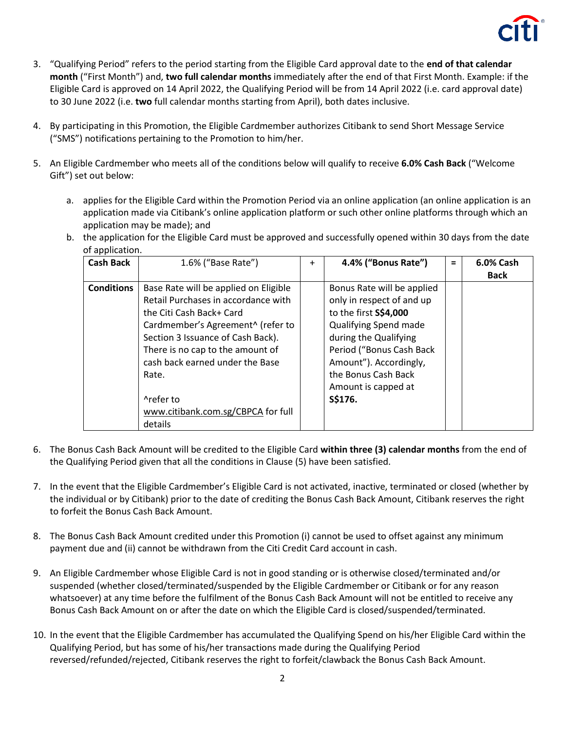3. "Qualifying Period" refers to the period starting from the Eligible Card approval date to the **end of that calendar month** ("First Month") and, **two full calendar months** immediately after the end of that First Month. Example: if the Eligible Card is approved on 14 April 2022, the Qualifying Period will be from 14 April 2022 (i.e. card approval date) to 30 June 2022 (i.e. **two** full calendar months starting from April), both dates inclusive.

4. By participating in this Promotion, the Eligible Cardmember authorizes Citibank to send Short Message Service ("SMS") notifications pertaining to the Promotion to him/her.

5. An Eligible Cardmember who meets all of the conditions below will qualify to receive **6.0% Cash Back** ("Welcome Gift") set out below:

   a. applies for the Eligible Card within the Promotion Period via an online application (an online application is an application made via Citibank's online application platform or such other online platforms through which an application may be made); and

   b. the application for the Eligible Card must be approved and successfully opened within 30 days from the date of application.

| **Cash Back** | 1.6% ("Base Rate") | + | **4.4% ("Bonus Rate")** | = | **6.0% Cash Back** |
|---|---|---|---|---|---|
| **Conditions** | Base Rate will be applied on Eligible Retail Purchases in accordance with the Citi Cash Back+ Card Cardmember's Agreement^ (refer to Section 3 Issuance of Cash Back). There is no cap to the amount of cash back earned under the Base Rate.<br><br>^refer to www.citibank.com.sg/CBPCA for full details | | Bonus Rate will be applied only in respect of and up to the first **S$4,000** Qualifying Spend made during the Qualifying Period ("Bonus Cash Back Amount"). Accordingly, the Bonus Cash Back Amount is capped at **S$176.** | | |

6. The Bonus Cash Back Amount will be credited to the Eligible Card **within three (3) calendar months** from the end of the Qualifying Period given that all the conditions in Clause (5) have been satisfied.

7. In the event that the Eligible Cardmember's Eligible Card is not activated, inactive, terminated or closed (whether by the individual or by Citibank) prior to the date of crediting the Bonus Cash Back Amount, Citibank reserves the right to forfeit the Bonus Cash Back Amount.

8. The Bonus Cash Back Amount credited under this Promotion (i) cannot be used to offset against any minimum payment due and (ii) cannot be withdrawn from the Citi Credit Card account in cash.

9. An Eligible Cardmember whose Eligible Card is not in good standing or is otherwise closed/terminated and/or suspended (whether closed/terminated/suspended by the Eligible Cardmember or Citibank or for any reason whatsoever) at any time before the fulfilment of the Bonus Cash Back Amount will not be entitled to receive any Bonus Cash Back Amount on or after the date on which the Eligible Card is closed/suspended/terminated.

10. In the event that the Eligible Cardmember has accumulated the Qualifying Spend on his/her Eligible Card within the Qualifying Period, but has some of his/her transactions made during the Qualifying Period reversed/refunded/rejected, Citibank reserves the right to forfeit/clawback the Bonus Cash Back Amount.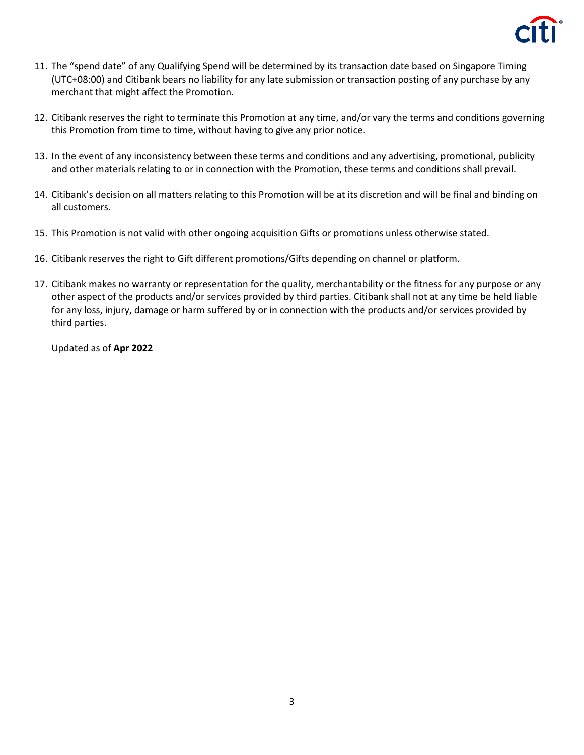11. The "spend date" of any Qualifying Spend will be determined by its transaction date based on Singapore Timing (UTC+08:00) and Citibank bears no liability for any late submission or transaction posting of any purchase by any merchant that might affect the Promotion.

12. Citibank reserves the right to terminate this Promotion at any time, and/or vary the terms and conditions governing this Promotion from time to time, without having to give any prior notice.

13. In the event of any inconsistency between these terms and conditions and any advertising, promotional, publicity and other materials relating to or in connection with the Promotion, these terms and conditions shall prevail.

14. Citibank's decision on all matters relating to this Promotion will be at its discretion and will be final and binding on all customers.

15. This Promotion is not valid with other ongoing acquisition Gifts or promotions unless otherwise stated.

16. Citibank reserves the right to Gift different promotions/Gifts depending on channel or platform.

17. Citibank makes no warranty or representation for the quality, merchantability or the fitness for any purpose or any other aspect of the products and/or services provided by third parties. Citibank shall not at any time be held liable for any loss, injury, damage or harm suffered by or in connection with the products and/or services provided by third parties.

    Updated as of **Apr 2022**